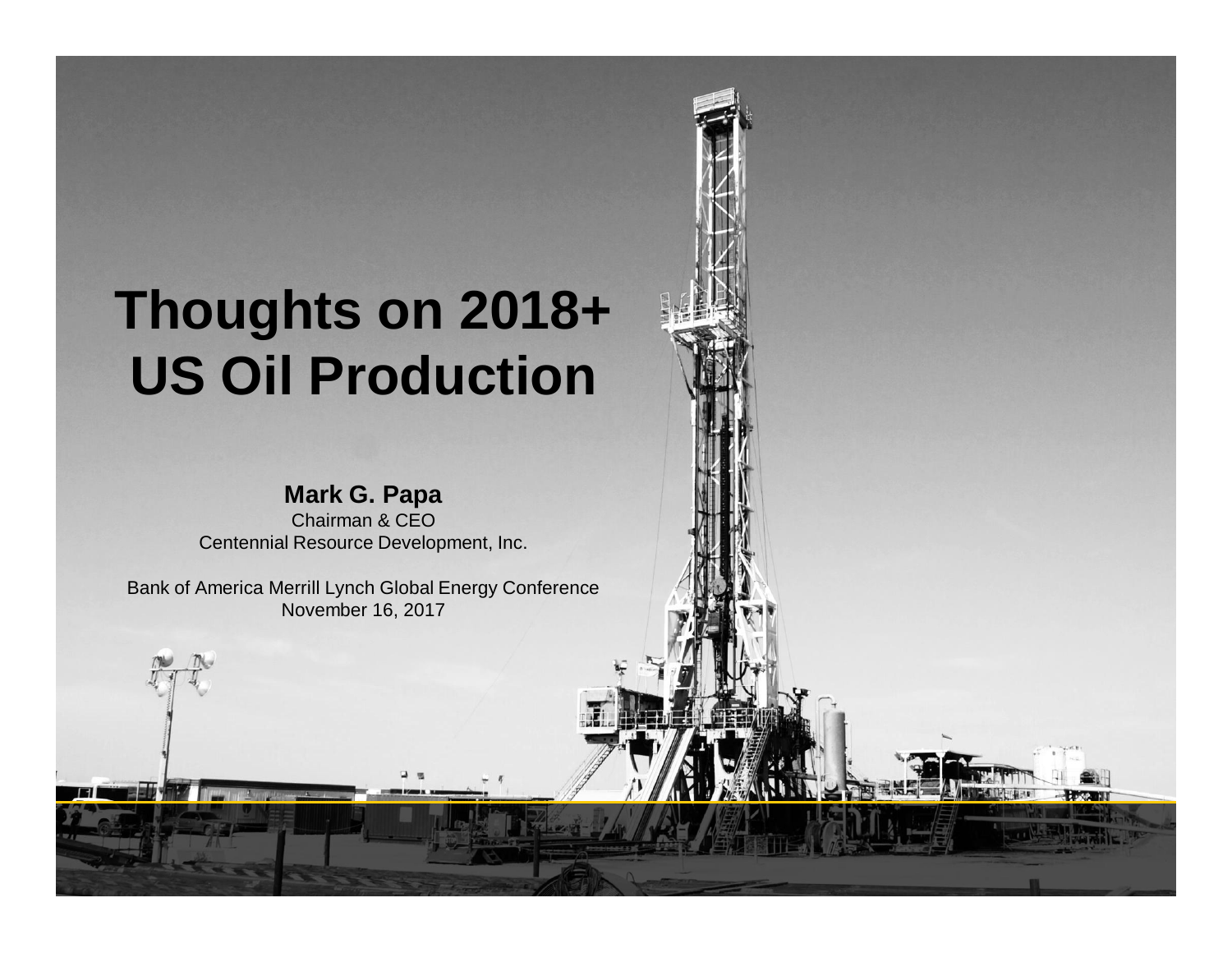# Thoughts on 2018+ US Oil Production

**Mark G. Papa**

Chairman & CEO

Centennial Resource Development, Inc.

Bank of America Merrill Lynch Global Energy Conference

November 16, 2017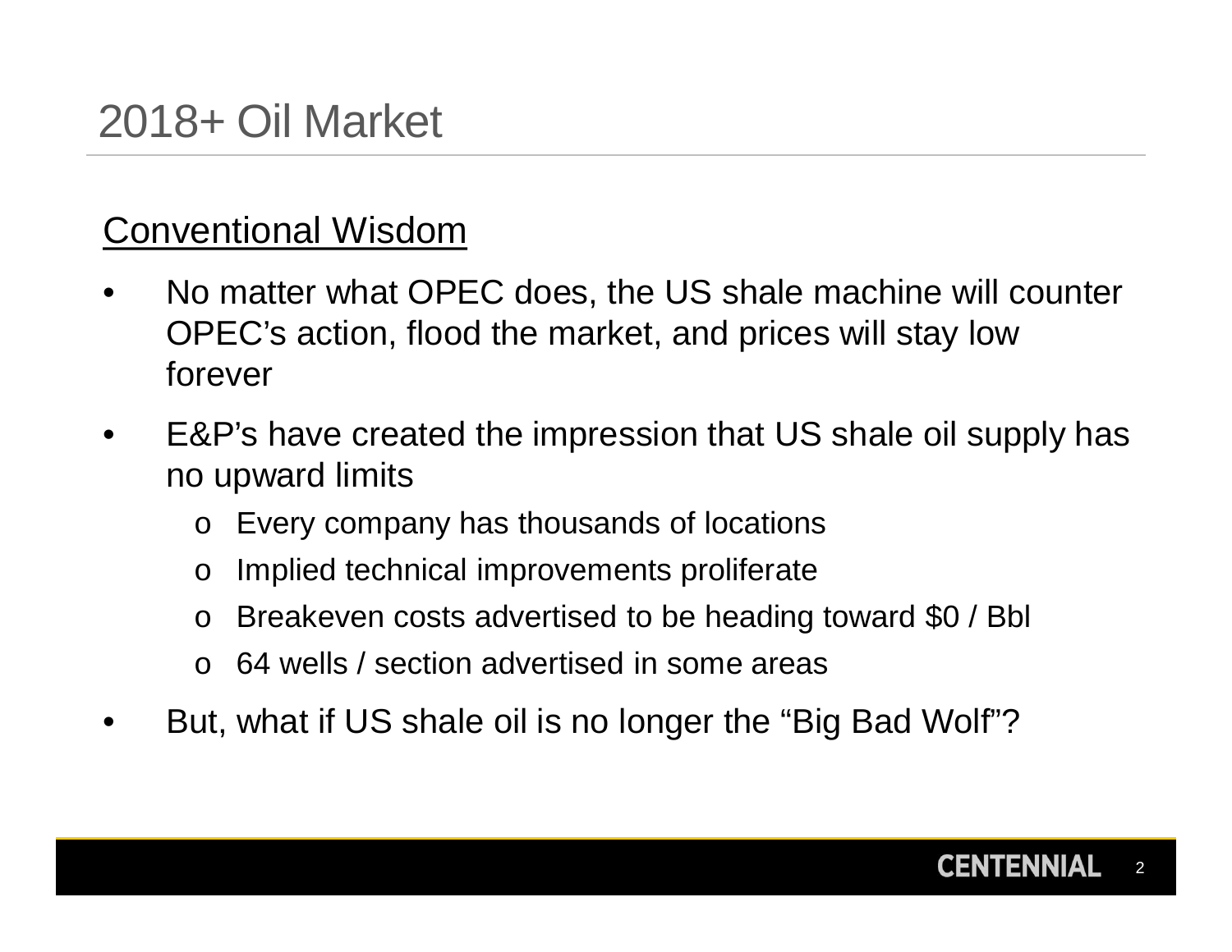# 2018+ Oil Market

Conventional Wisdom

- No matter what OPEC does, the US shale machine will counter OPEC's action, flood the market, and prices will stay low forever
- E&P's have created the impression that US shale oil supply has no upward limits
  - Every company has thousands of locations
  - Implied technical improvements proliferate
  - Breakeven costs advertised to be heading toward $0 / Bbl
  - 64 wells / section advertised in some areas
- But, what if US shale oil is no longer the "Big Bad Wolf"?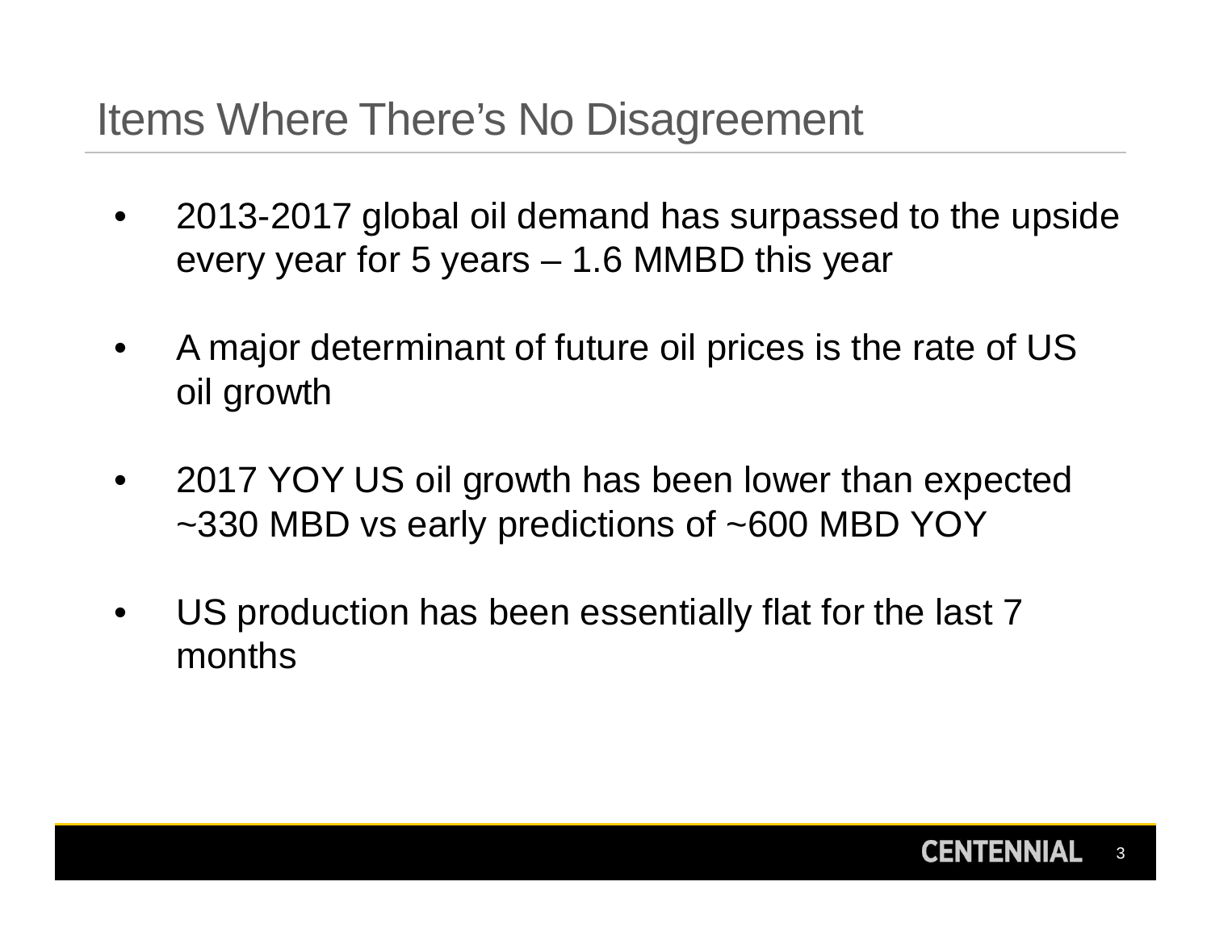# Items Where There's No Disagreement

- 2013-2017 global oil demand has surpassed to the upside every year for 5 years – 1.6 MMBD this year
- A major determinant of future oil prices is the rate of US oil growth
- 2017 YOY US oil growth has been lower than expected ~330 MBD vs early predictions of ~600 MBD YOY
- US production has been essentially flat for the last 7 months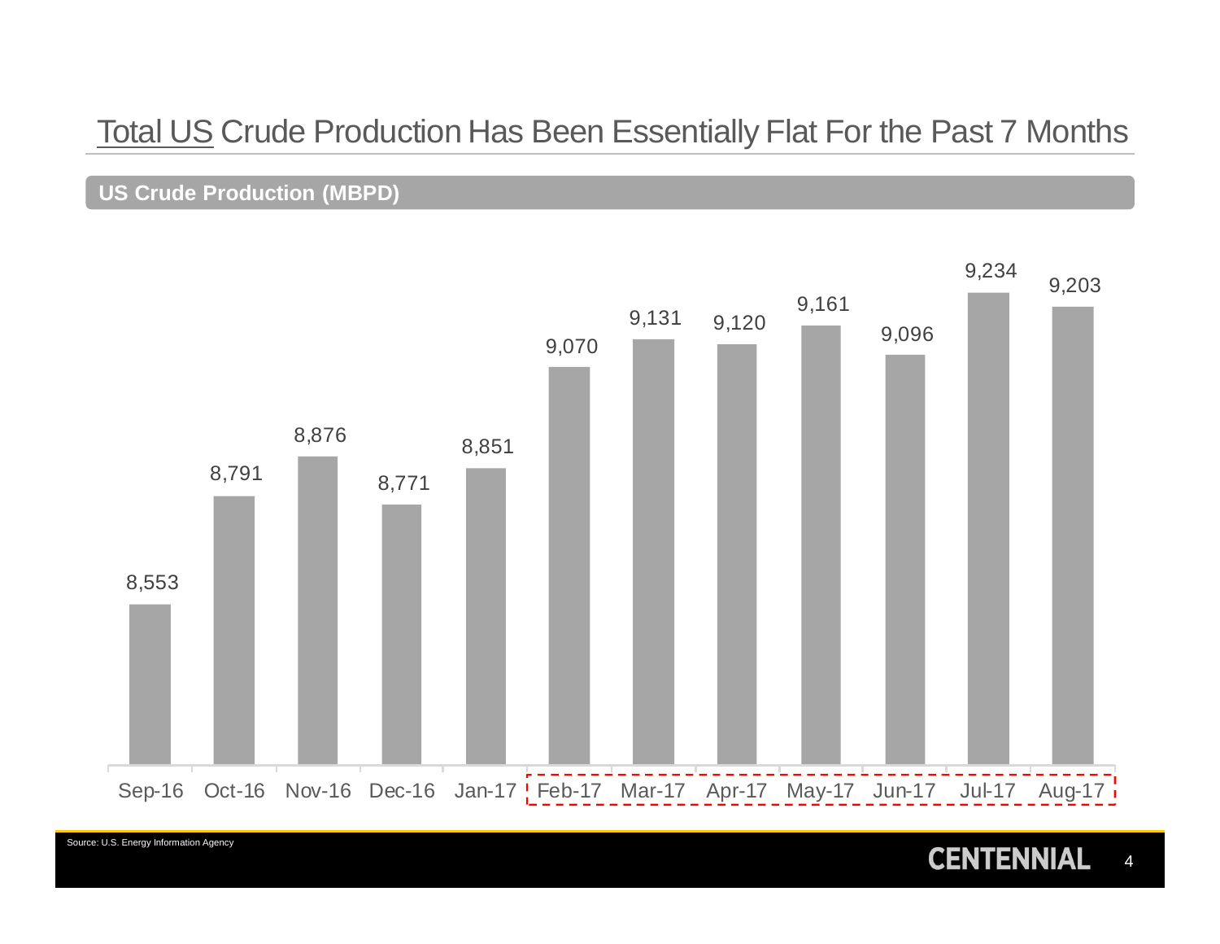# Total US Crude Production Has Been Essentially Flat For the Past 7 Months

**US Crude Production (MBPD)**

| Month | Production |
|---|---|
| Sep-16 | 8,553 |
| Oct-16 | 8,791 |
| Nov-16 | 8,876 |
| Dec-16 | 8,771 |
| Jan-17 | 8,851 |
| Feb-17 | 9,070 |
| Mar-17 | 9,131 |
| Apr-17 | 9,120 |
| May-17 | 9,161 |
| Jun-17 | 9,096 |
| Jul-17 | 9,234 |
| Aug-17 | 9,203 |

Source: U.S. Energy Information Agency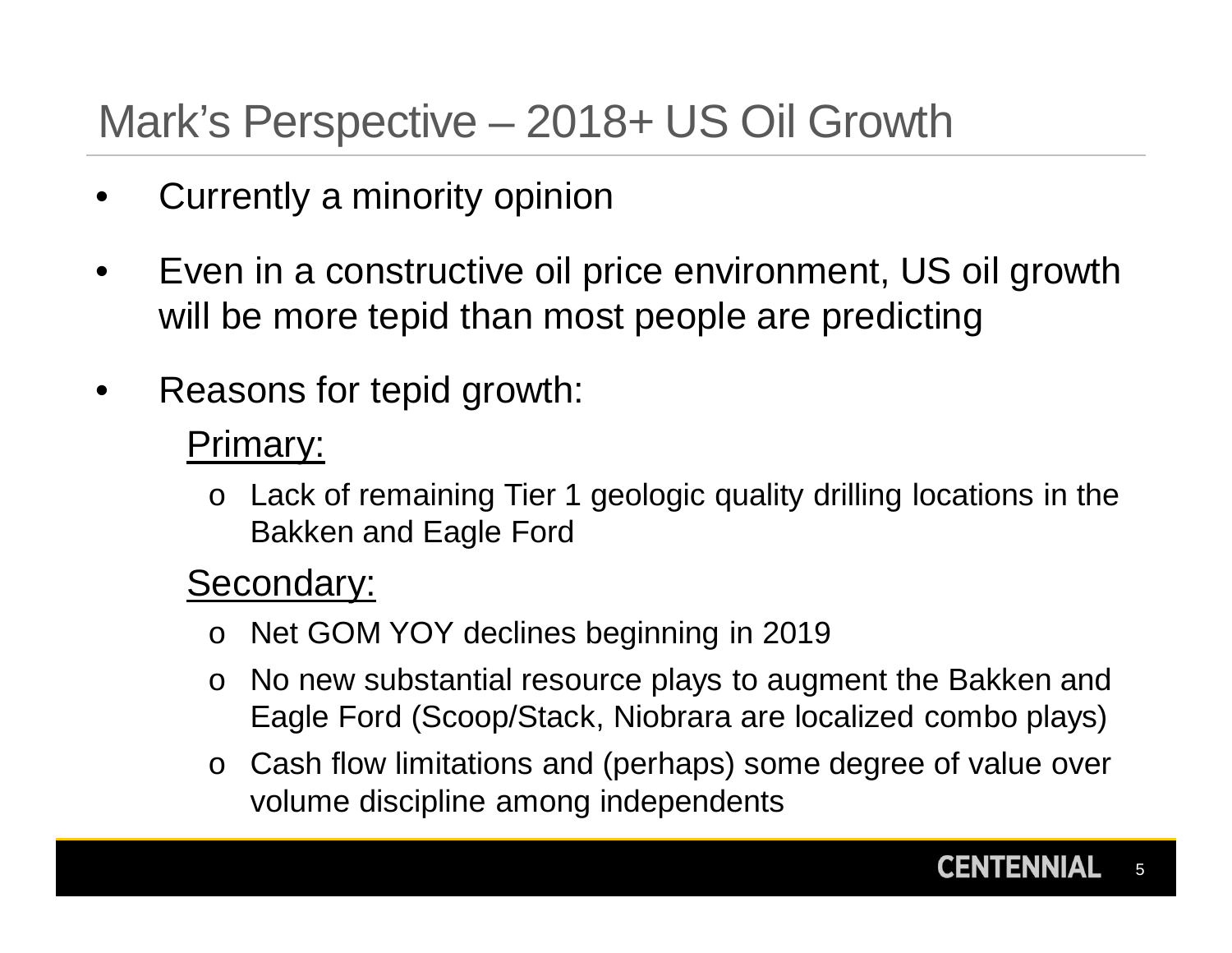# Mark's Perspective – 2018+ US Oil Growth

- Currently a minority opinion
- Even in a constructive oil price environment, US oil growth will be more tepid than most people are predicting
- Reasons for tepid growth:

  Primary:

  - Lack of remaining Tier 1 geologic quality drilling locations in the Bakken and Eagle Ford

  Secondary:

  - Net GOM YOY declines beginning in 2019
  - No new substantial resource plays to augment the Bakken and Eagle Ford (Scoop/Stack, Niobrara are localized combo plays)
  - Cash flow limitations and (perhaps) some degree of value over volume discipline among independents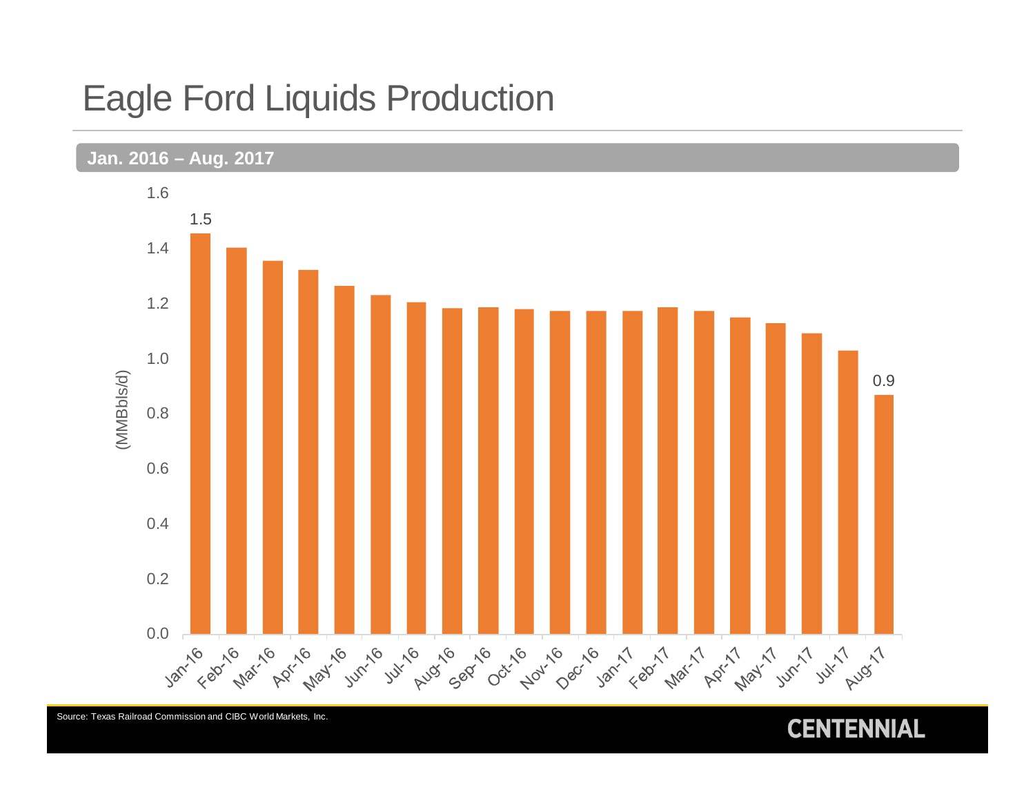# Eagle Ford Liquids Production

**Jan. 2016 – Aug. 2017**

(MMBbls/d)

| Month | Value |
|---|---|
| Jan-16 | 1.5 |
| Aug-17 | 0.9 |

Jan-16, Feb-16, Mar-16, Apr-16, May-16, Jun-16, Jul-16, Aug-16, Sep-16, Oct-16, Nov-16, Dec-16, Jan-17, Feb-17, Mar-17, Apr-17, May-17, Jun-17, Jul-17, Aug-17

Source: Texas Railroad Commission and CIBC World Markets, Inc.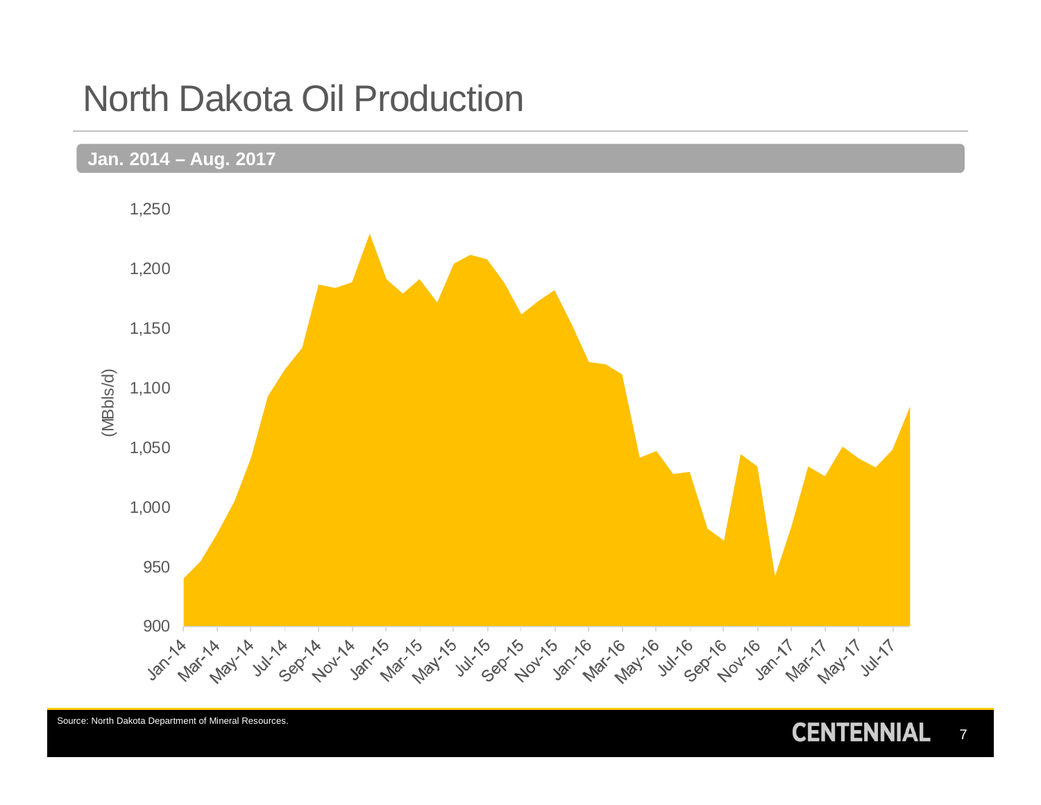# North Dakota Oil Production

**Jan. 2014 – Aug. 2017**

(MBbls/d)

1,250
1,200
1,150
1,100
1,050
1,000
950
900

Jan-14 Mar-14 May-14 Jul-14 Sep-14 Nov-14 Jan-15 Mar-15 May-15 Jul-15 Sep-15 Nov-15 Jan-16 Mar-16 May-16 Jul-16 Sep-16 Nov-16 Jan-17 Mar-17 May-17 Jul-17

Source: North Dakota Department of Mineral Resources.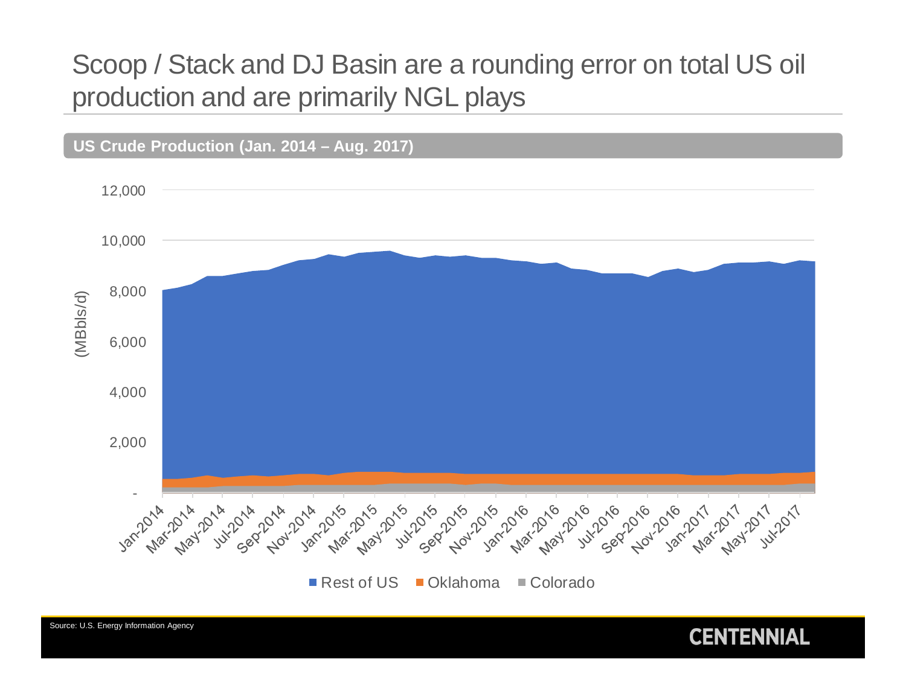# Scoop / Stack and DJ Basin are a rounding error on total US oil production and are primarily NGL plays

**US Crude Production (Jan. 2014 – Aug. 2017)**

(MBbls/d)

12,000
10,000
8,000
6,000
4,000
2,000
-

Jan-2014, Mar-2014, May-2014, Jul-2014, Sep-2014, Nov-2014, Jan-2015, Mar-2015, May-2015, Jul-2015, Sep-2015, Nov-2015, Jan-2016, Mar-2016, May-2016, Jul-2016, Sep-2016, Nov-2016, Jan-2017, Mar-2017, May-2017, Jul-2017

■ Rest of US ■ Oklahoma ■ Colorado

Source: U.S. Energy Information Agency

CENTENNIAL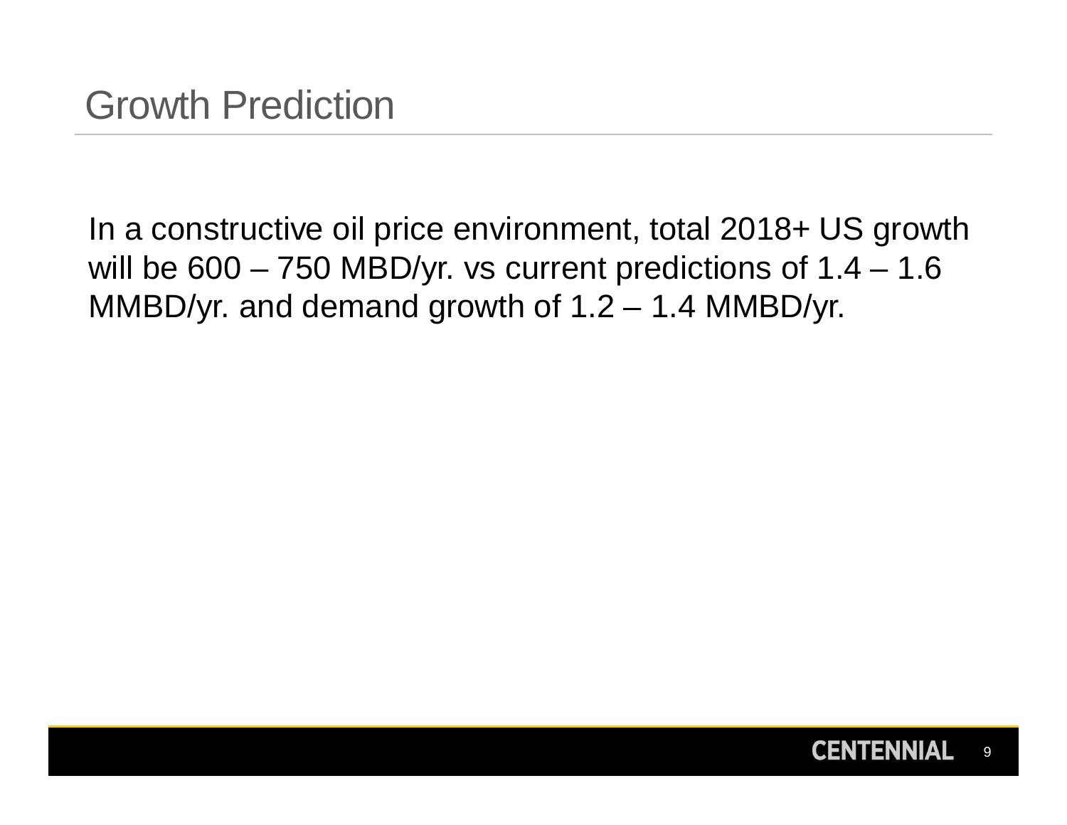# Growth Prediction

In a constructive oil price environment, total 2018+ US growth will be 600 – 750 MBD/yr. vs current predictions of 1.4 – 1.6 MMBD/yr. and demand growth of 1.2 – 1.4 MMBD/yr.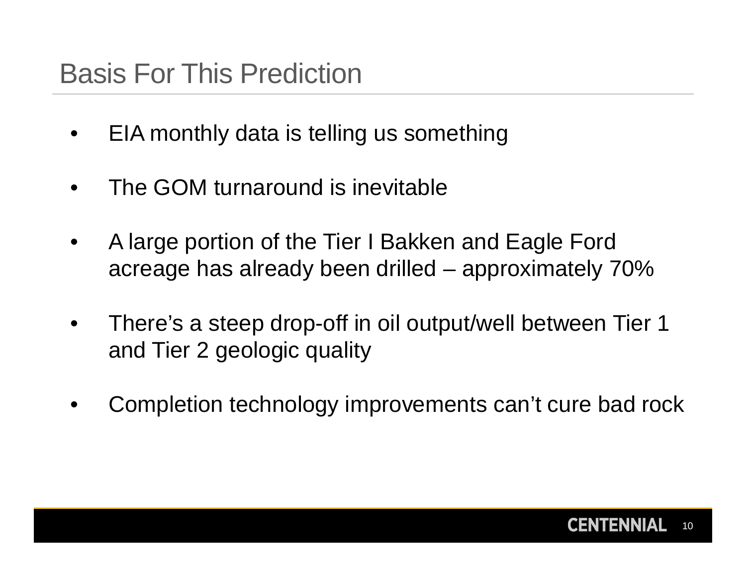# Basis For This Prediction

- EIA monthly data is telling us something
- The GOM turnaround is inevitable
- A large portion of the Tier I Bakken and Eagle Ford acreage has already been drilled – approximately 70%
- There's a steep drop-off in oil output/well between Tier 1 and Tier 2 geologic quality
- Completion technology improvements can't cure bad rock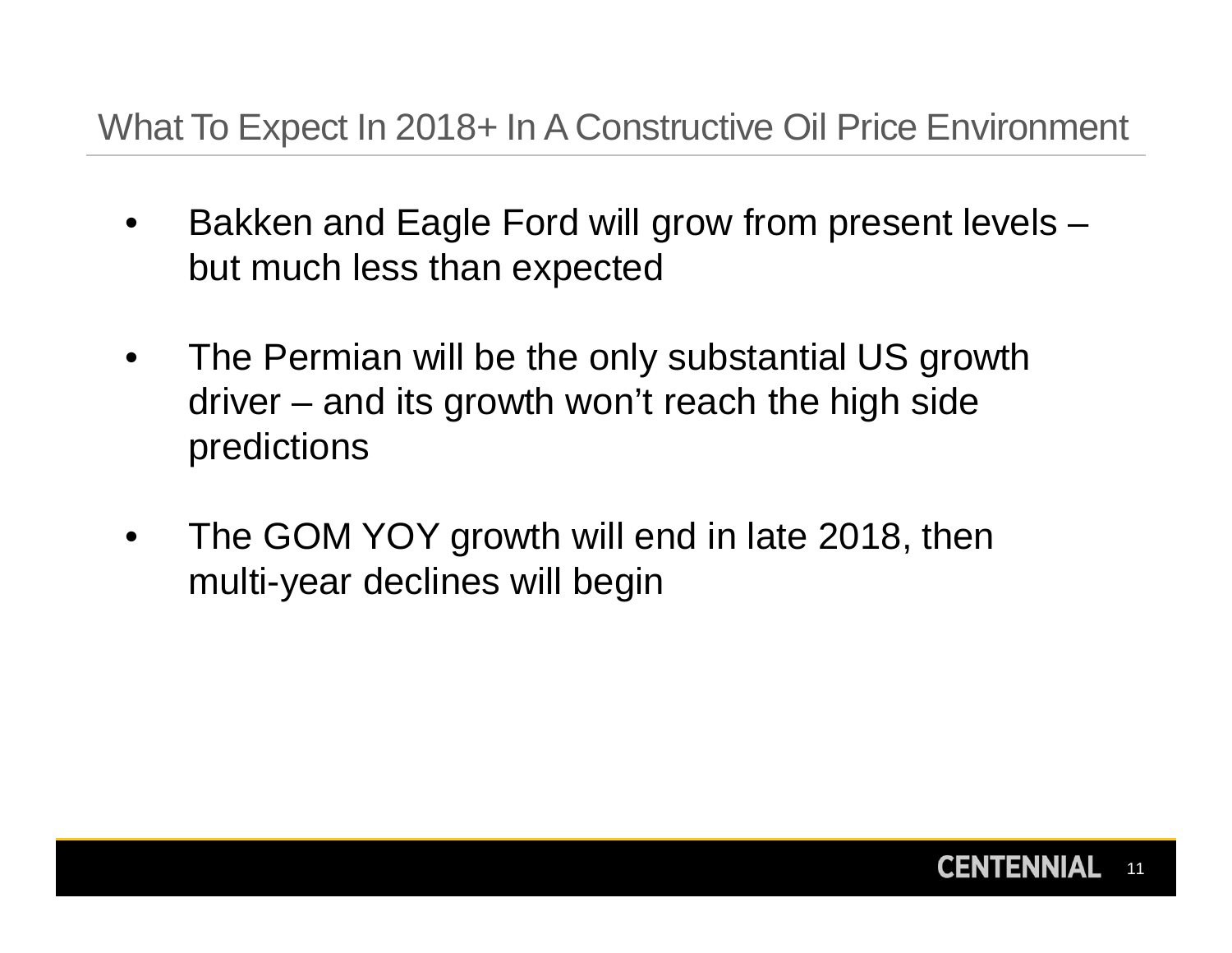## What To Expect In 2018+ In A Constructive Oil Price Environment

- Bakken and Eagle Ford will grow from present levels – but much less than expected
- The Permian will be the only substantial US growth driver – and its growth won't reach the high side predictions
- The GOM YOY growth will end in late 2018, then multi-year declines will begin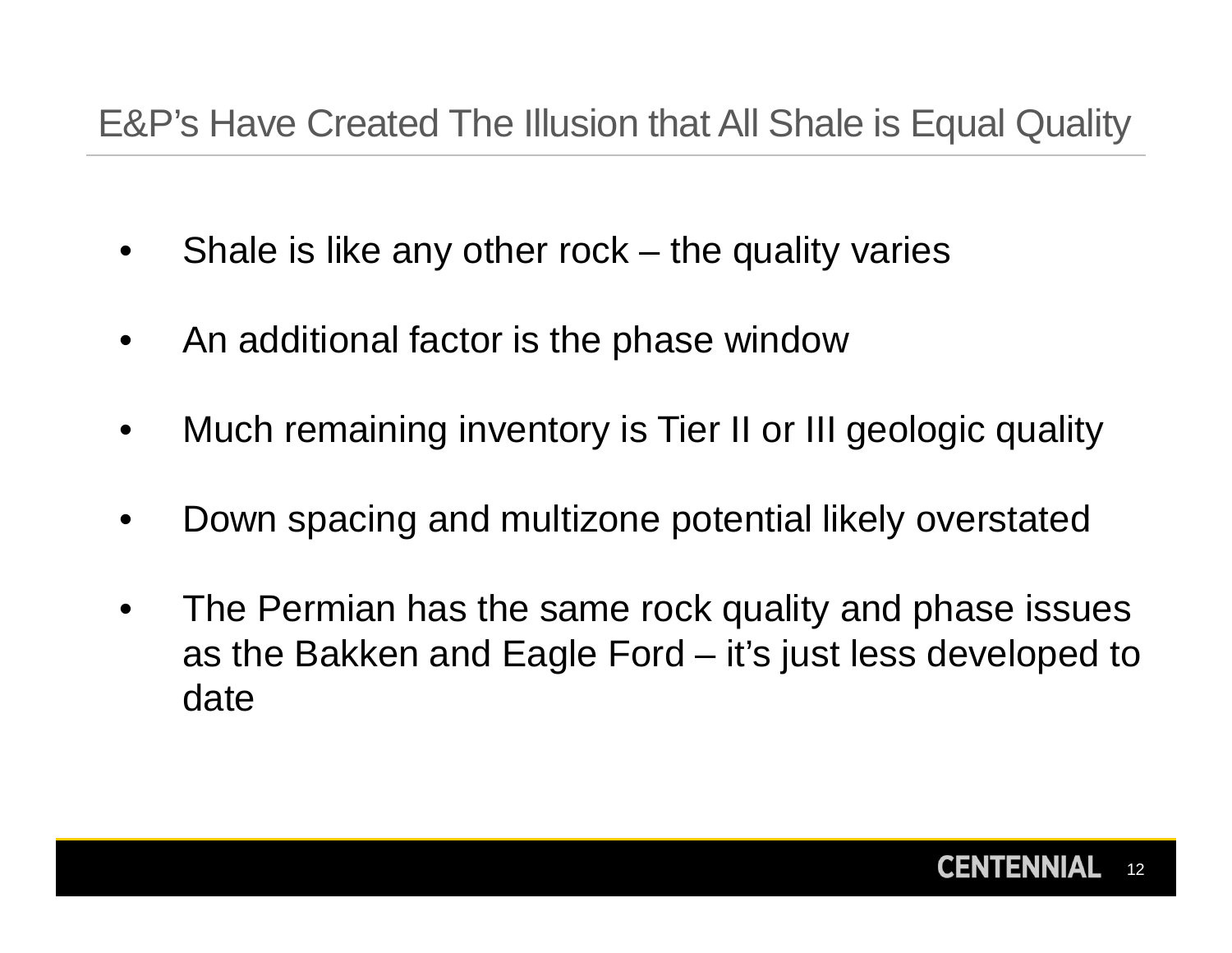# E&P's Have Created The Illusion that All Shale is Equal Quality

- Shale is like any other rock – the quality varies
- An additional factor is the phase window
- Much remaining inventory is Tier II or III geologic quality
- Down spacing and multizone potential likely overstated
- The Permian has the same rock quality and phase issues as the Bakken and Eagle Ford – it's just less developed to date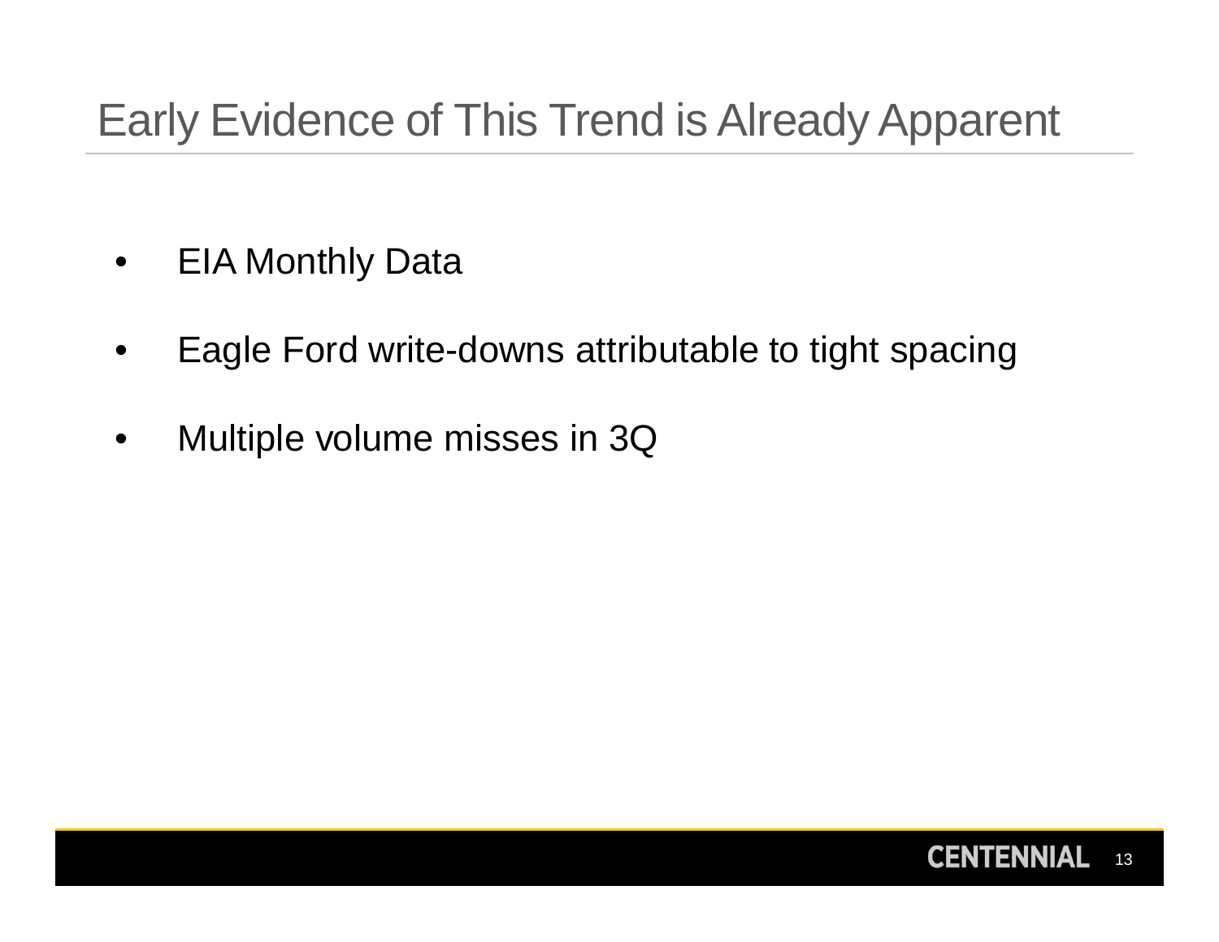# Early Evidence of This Trend is Already Apparent

- EIA Monthly Data
- Eagle Ford write-downs attributable to tight spacing
- Multiple volume misses in 3Q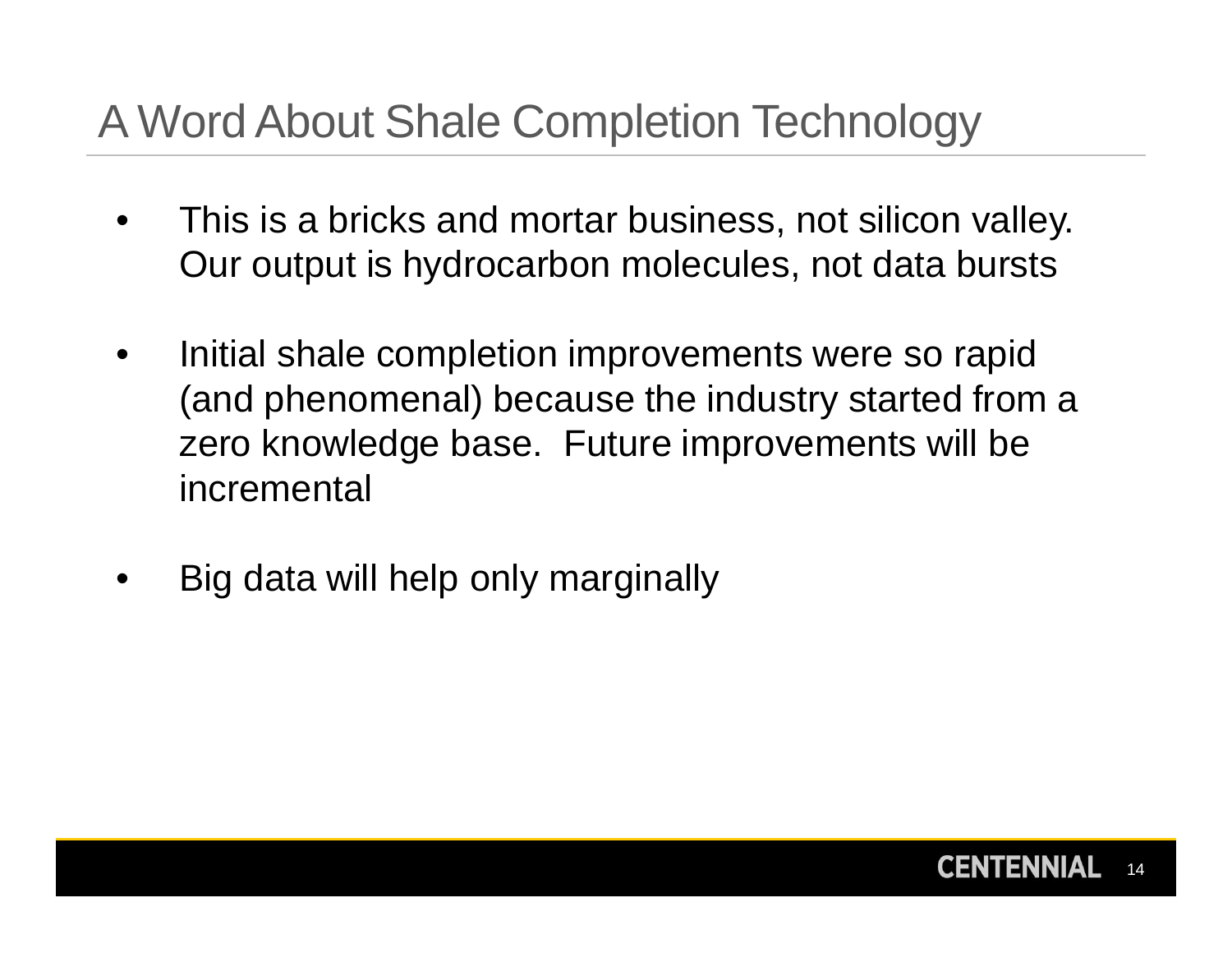# A Word About Shale Completion Technology

- This is a bricks and mortar business, not silicon valley. Our output is hydrocarbon molecules, not data bursts

- Initial shale completion improvements were so rapid (and phenomenal) because the industry started from a zero knowledge base. Future improvements will be incremental

- Big data will help only marginally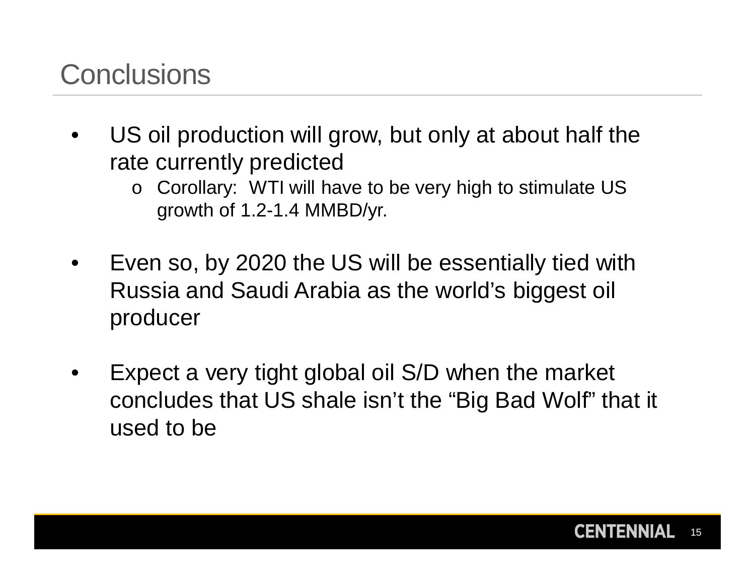# Conclusions

- US oil production will grow, but only at about half the rate currently predicted
  - Corollary: WTI will have to be very high to stimulate US growth of 1.2-1.4 MMBD/yr.

- Even so, by 2020 the US will be essentially tied with Russia and Saudi Arabia as the world's biggest oil producer

- Expect a very tight global oil S/D when the market concludes that US shale isn't the "Big Bad Wolf" that it used to be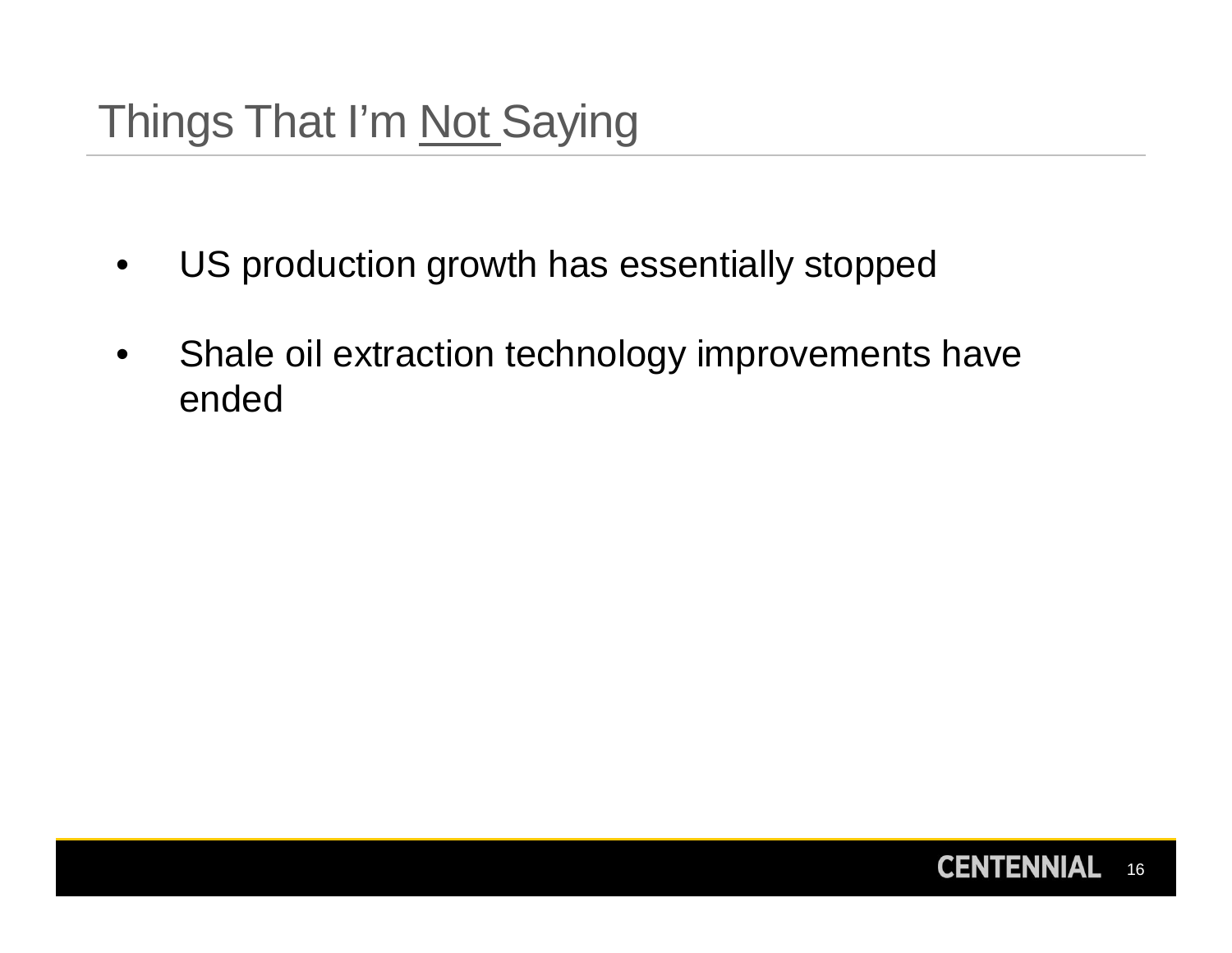# Things That I'm Not Saying

- US production growth has essentially stopped
- Shale oil extraction technology improvements have ended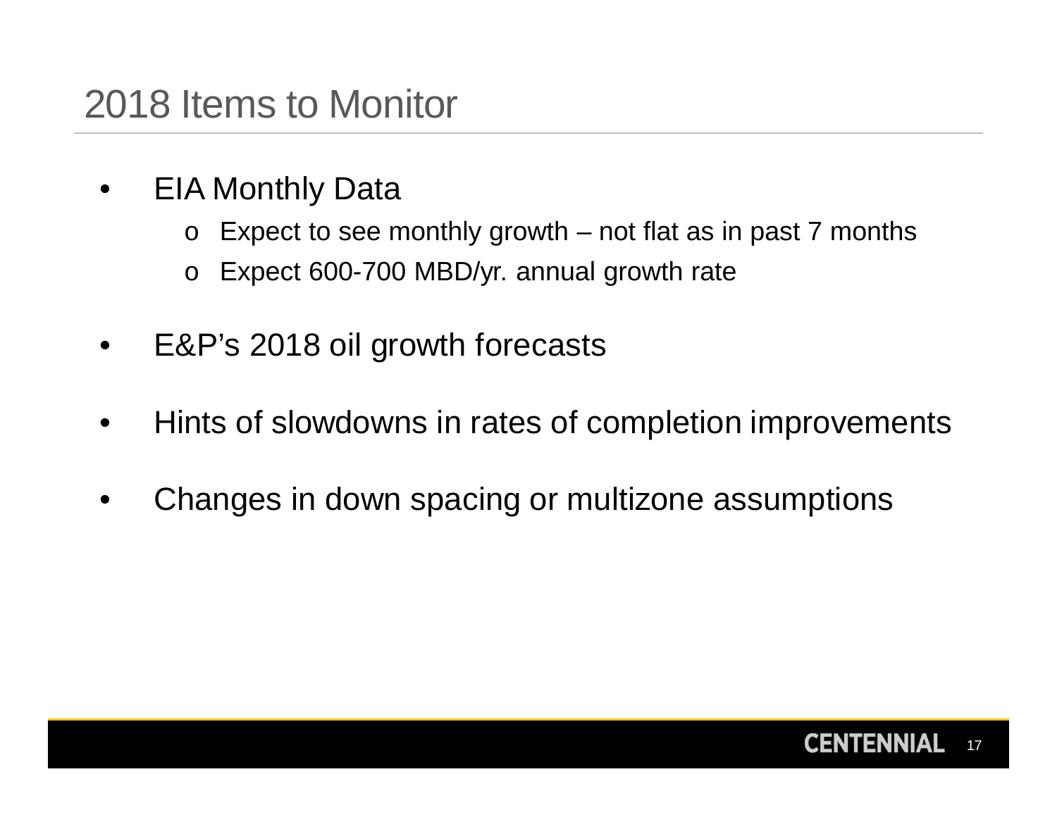# 2018 Items to Monitor

- EIA Monthly Data
  - Expect to see monthly growth – not flat as in past 7 months
  - Expect 600-700 MBD/yr. annual growth rate
- E&P's 2018 oil growth forecasts
- Hints of slowdowns in rates of completion improvements
- Changes in down spacing or multizone assumptions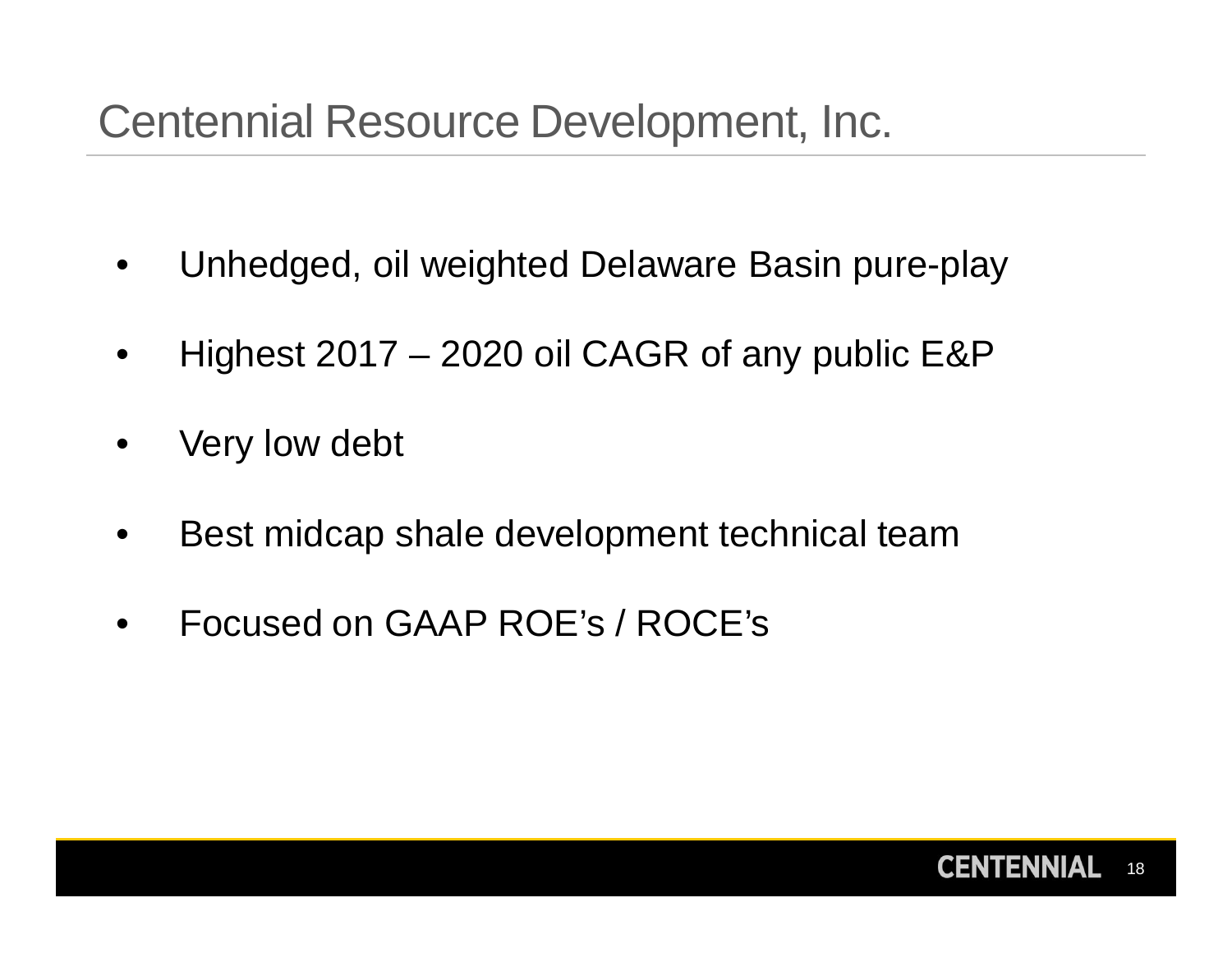# Centennial Resource Development, Inc.

- Unhedged, oil weighted Delaware Basin pure-play
- Highest 2017 – 2020 oil CAGR of any public E&P
- Very low debt
- Best midcap shale development technical team
- Focused on GAAP ROE's / ROCE's